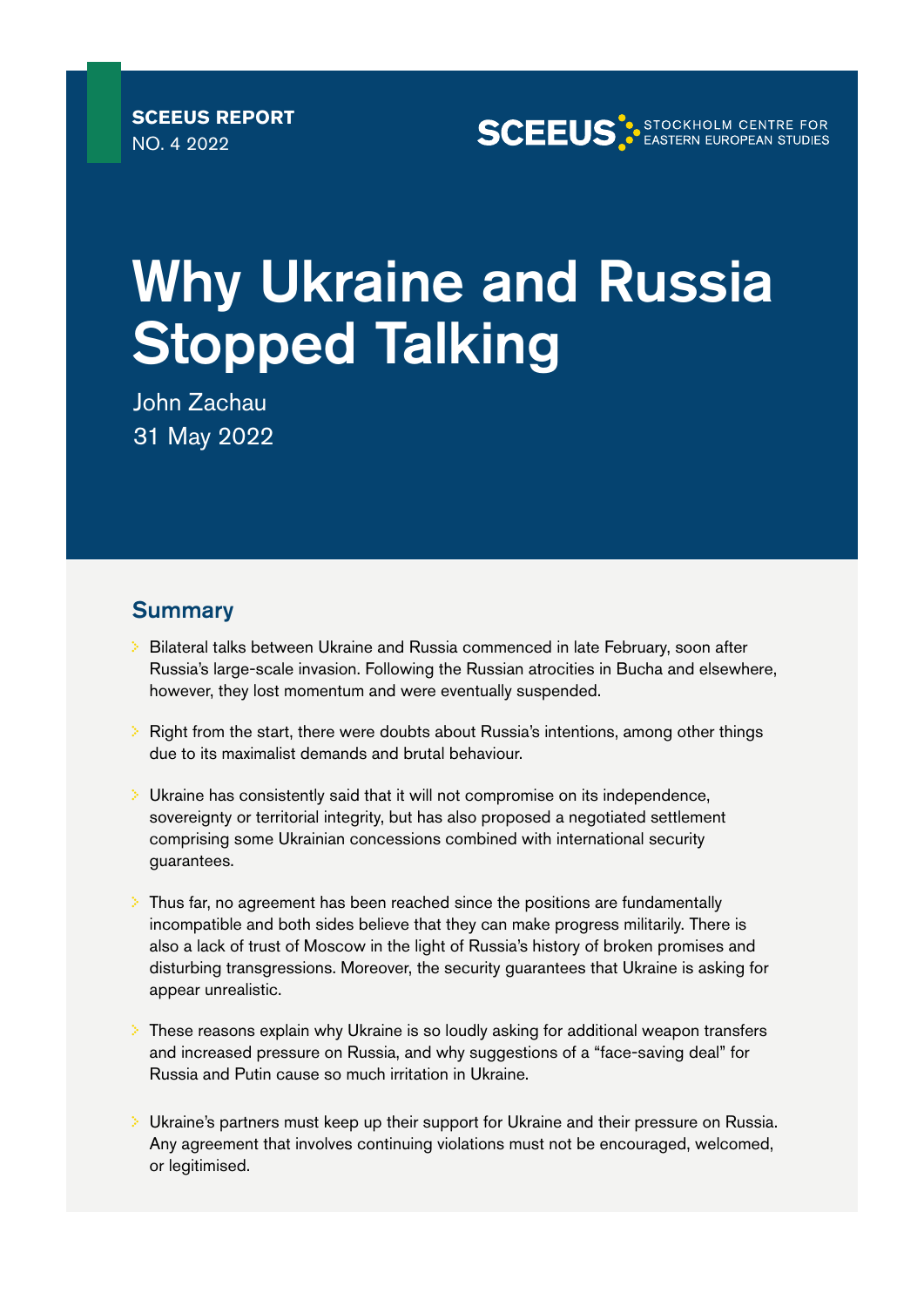**SCEEUS REPORT**
NO. 4 2022

SCEEUS STOCKHOLM CENTRE FOR EASTERN EUROPEAN STUDIES

# Why Ukraine and Russia Stopped Talking

John Zachau
31 May 2022

## Summary

- Bilateral talks between Ukraine and Russia commenced in late February, soon after Russia's large-scale invasion. Following the Russian atrocities in Bucha and elsewhere, however, they lost momentum and were eventually suspended.
- Right from the start, there were doubts about Russia's intentions, among other things due to its maximalist demands and brutal behaviour.
- Ukraine has consistently said that it will not compromise on its independence, sovereignty or territorial integrity, but has also proposed a negotiated settlement comprising some Ukrainian concessions combined with international security guarantees.
- Thus far, no agreement has been reached since the positions are fundamentally incompatible and both sides believe that they can make progress militarily. There is also a lack of trust of Moscow in the light of Russia's history of broken promises and disturbing transgressions. Moreover, the security guarantees that Ukraine is asking for appear unrealistic.
- These reasons explain why Ukraine is so loudly asking for additional weapon transfers and increased pressure on Russia, and why suggestions of a "face-saving deal" for Russia and Putin cause so much irritation in Ukraine.
- Ukraine's partners must keep up their support for Ukraine and their pressure on Russia. Any agreement that involves continuing violations must not be encouraged, welcomed, or legitimised.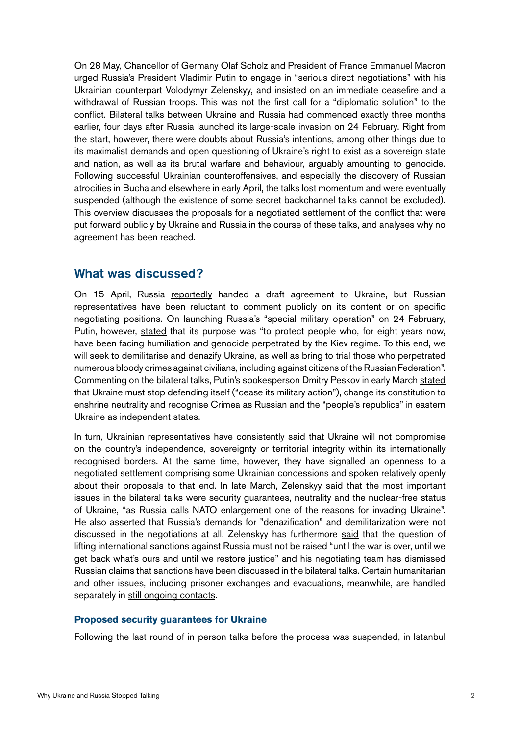On 28 May, Chancellor of Germany Olaf Scholz and President of France Emmanuel Macron urged Russia's President Vladimir Putin to engage in "serious direct negotiations" with his Ukrainian counterpart Volodymyr Zelenskyy, and insisted on an immediate ceasefire and a withdrawal of Russian troops. This was not the first call for a "diplomatic solution" to the conflict. Bilateral talks between Ukraine and Russia had commenced exactly three months earlier, four days after Russia launched its large-scale invasion on 24 February. Right from the start, however, there were doubts about Russia's intentions, among other things due to its maximalist demands and open questioning of Ukraine's right to exist as a sovereign state and nation, as well as its brutal warfare and behaviour, arguably amounting to genocide. Following successful Ukrainian counteroffensives, and especially the discovery of Russian atrocities in Bucha and elsewhere in early April, the talks lost momentum and were eventually suspended (although the existence of some secret backchannel talks cannot be excluded). This overview discusses the proposals for a negotiated settlement of the conflict that were put forward publicly by Ukraine and Russia in the course of these talks, and analyses why no agreement has been reached.

## What was discussed?

On 15 April, Russia reportedly handed a draft agreement to Ukraine, but Russian representatives have been reluctant to comment publicly on its content or on specific negotiating positions. On launching Russia's "special military operation" on 24 February, Putin, however, stated that its purpose was "to protect people who, for eight years now, have been facing humiliation and genocide perpetrated by the Kiev regime. To this end, we will seek to demilitarise and denazify Ukraine, as well as bring to trial those who perpetrated numerous bloody crimes against civilians, including against citizens of the Russian Federation". Commenting on the bilateral talks, Putin's spokesperson Dmitry Peskov in early March stated that Ukraine must stop defending itself ("cease its military action"), change its constitution to enshrine neutrality and recognise Crimea as Russian and the "people's republics" in eastern Ukraine as independent states.

In turn, Ukrainian representatives have consistently said that Ukraine will not compromise on the country's independence, sovereignty or territorial integrity within its internationally recognised borders. At the same time, however, they have signalled an openness to a negotiated settlement comprising some Ukrainian concessions and spoken relatively openly about their proposals to that end. In late March, Zelenskyy said that the most important issues in the bilateral talks were security guarantees, neutrality and the nuclear-free status of Ukraine, "as Russia calls NATO enlargement one of the reasons for invading Ukraine". He also asserted that Russia's demands for "denazification" and demilitarization were not discussed in the negotiations at all. Zelenskyy has furthermore said that the question of lifting international sanctions against Russia must not be raised "until the war is over, until we get back what's ours and until we restore justice" and his negotiating team has dismissed Russian claims that sanctions have been discussed in the bilateral talks. Certain humanitarian and other issues, including prisoner exchanges and evacuations, meanwhile, are handled separately in still ongoing contacts.

### Proposed security guarantees for Ukraine

Following the last round of in-person talks before the process was suspended, in Istanbul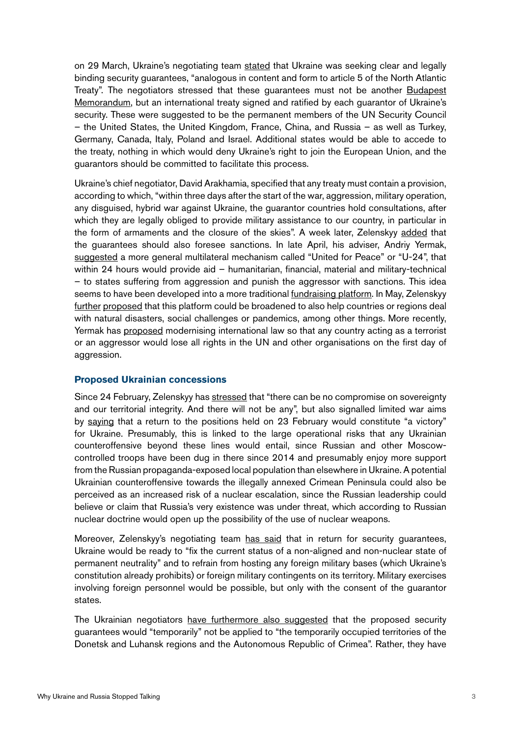on 29 March, Ukraine's negotiating team stated that Ukraine was seeking clear and legally binding security guarantees, "analogous in content and form to article 5 of the North Atlantic Treaty". The negotiators stressed that these guarantees must not be another Budapest Memorandum, but an international treaty signed and ratified by each guarantor of Ukraine's security. These were suggested to be the permanent members of the UN Security Council – the United States, the United Kingdom, France, China, and Russia – as well as Turkey, Germany, Canada, Italy, Poland and Israel. Additional states would be able to accede to the treaty, nothing in which would deny Ukraine's right to join the European Union, and the guarantors should be committed to facilitate this process.

Ukraine's chief negotiator, David Arakhamia, specified that any treaty must contain a provision, according to which, "within three days after the start of the war, aggression, military operation, any disguised, hybrid war against Ukraine, the guarantor countries hold consultations, after which they are legally obliged to provide military assistance to our country, in particular in the form of armaments and the closure of the skies". A week later, Zelenskyy added that the guarantees should also foresee sanctions. In late April, his adviser, Andriy Yermak, suggested a more general multilateral mechanism called "United for Peace" or "U-24", that within 24 hours would provide aid – humanitarian, financial, material and military-technical – to states suffering from aggression and punish the aggressor with sanctions. This idea seems to have been developed into a more traditional fundraising platform. In May, Zelenskyy further proposed that this platform could be broadened to also help countries or regions deal with natural disasters, social challenges or pandemics, among other things. More recently, Yermak has proposed modernising international law so that any country acting as a terrorist or an aggressor would lose all rights in the UN and other organisations on the first day of aggression.

### Proposed Ukrainian concessions

Since 24 February, Zelenskyy has stressed that "there can be no compromise on sovereignty and our territorial integrity. And there will not be any", but also signalled limited war aims by saying that a return to the positions held on 23 February would constitute "a victory" for Ukraine. Presumably, this is linked to the large operational risks that any Ukrainian counteroffensive beyond these lines would entail, since Russian and other Moscow-controlled troops have been dug in there since 2014 and presumably enjoy more support from the Russian propaganda-exposed local population than elsewhere in Ukraine. A potential Ukrainian counteroffensive towards the illegally annexed Crimean Peninsula could also be perceived as an increased risk of a nuclear escalation, since the Russian leadership could believe or claim that Russia's very existence was under threat, which according to Russian nuclear doctrine would open up the possibility of the use of nuclear weapons.

Moreover, Zelenskyy's negotiating team has said that in return for security guarantees, Ukraine would be ready to "fix the current status of a non-aligned and non-nuclear state of permanent neutrality" and to refrain from hosting any foreign military bases (which Ukraine's constitution already prohibits) or foreign military contingents on its territory. Military exercises involving foreign personnel would be possible, but only with the consent of the guarantor states.

The Ukrainian negotiators have furthermore also suggested that the proposed security guarantees would "temporarily" not be applied to "the temporarily occupied territories of the Donetsk and Luhansk regions and the Autonomous Republic of Crimea". Rather, they have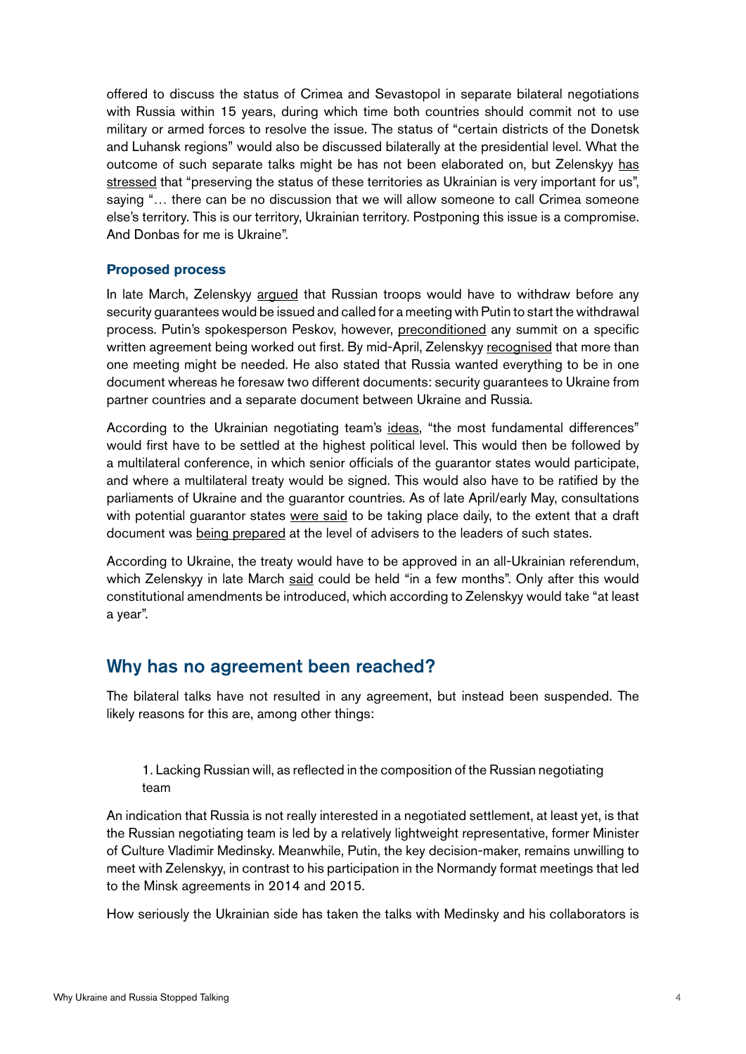offered to discuss the status of Crimea and Sevastopol in separate bilateral negotiations with Russia within 15 years, during which time both countries should commit not to use military or armed forces to resolve the issue. The status of "certain districts of the Donetsk and Luhansk regions" would also be discussed bilaterally at the presidential level. What the outcome of such separate talks might be has not been elaborated on, but Zelenskyy has stressed that "preserving the status of these territories as Ukrainian is very important for us", saying "… there can be no discussion that we will allow someone to call Crimea someone else's territory. This is our territory, Ukrainian territory. Postponing this issue is a compromise. And Donbas for me is Ukraine".

### Proposed process

In late March, Zelenskyy argued that Russian troops would have to withdraw before any security guarantees would be issued and called for a meeting with Putin to start the withdrawal process. Putin's spokesperson Peskov, however, preconditioned any summit on a specific written agreement being worked out first. By mid-April, Zelenskyy recognised that more than one meeting might be needed. He also stated that Russia wanted everything to be in one document whereas he foresaw two different documents: security guarantees to Ukraine from partner countries and a separate document between Ukraine and Russia.

According to the Ukrainian negotiating team's ideas, "the most fundamental differences" would first have to be settled at the highest political level. This would then be followed by a multilateral conference, in which senior officials of the guarantor states would participate, and where a multilateral treaty would be signed. This would also have to be ratified by the parliaments of Ukraine and the guarantor countries. As of late April/early May, consultations with potential guarantor states were said to be taking place daily, to the extent that a draft document was being prepared at the level of advisers to the leaders of such states.

According to Ukraine, the treaty would have to be approved in an all-Ukrainian referendum, which Zelenskyy in late March said could be held "in a few months". Only after this would constitutional amendments be introduced, which according to Zelenskyy would take "at least a year".

## Why has no agreement been reached?

The bilateral talks have not resulted in any agreement, but instead been suspended. The likely reasons for this are, among other things:

1. Lacking Russian will, as reflected in the composition of the Russian negotiating team

An indication that Russia is not really interested in a negotiated settlement, at least yet, is that the Russian negotiating team is led by a relatively lightweight representative, former Minister of Culture Vladimir Medinsky. Meanwhile, Putin, the key decision-maker, remains unwilling to meet with Zelenskyy, in contrast to his participation in the Normandy format meetings that led to the Minsk agreements in 2014 and 2015.

How seriously the Ukrainian side has taken the talks with Medinsky and his collaborators is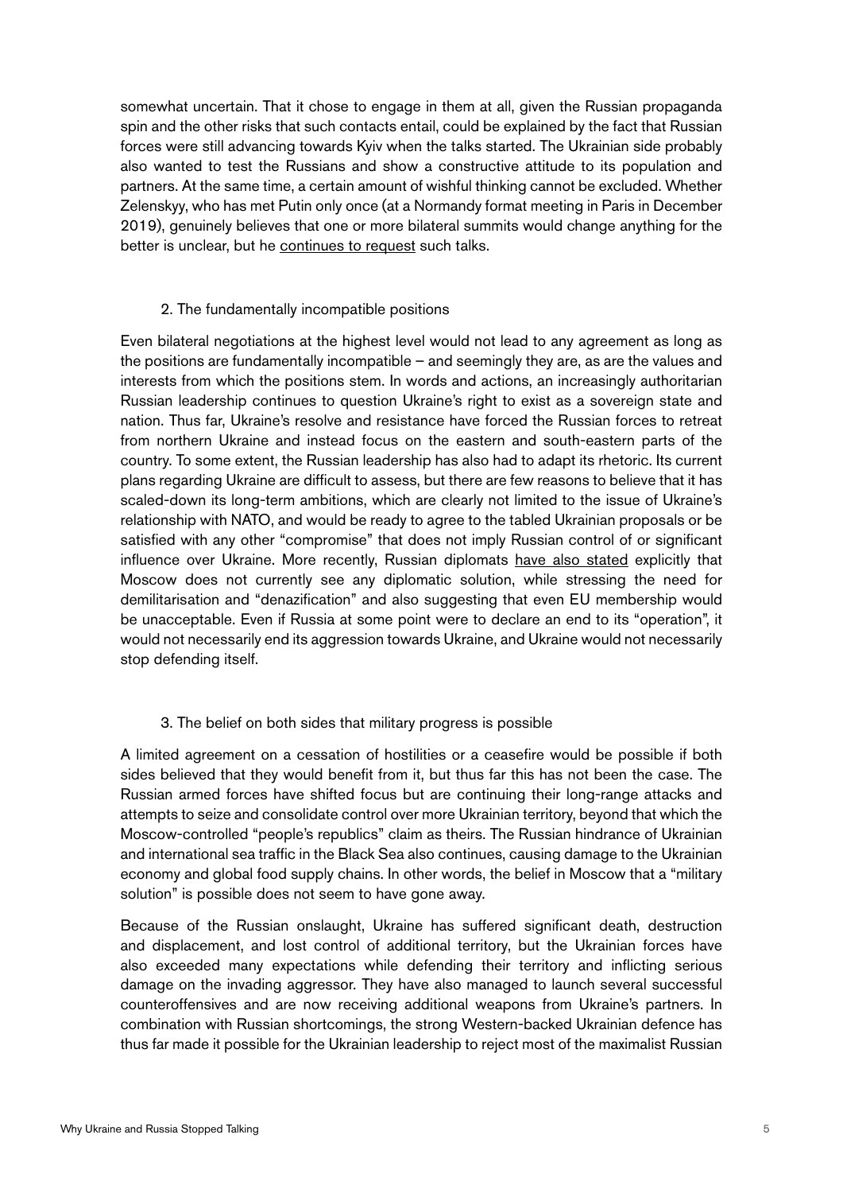somewhat uncertain. That it chose to engage in them at all, given the Russian propaganda spin and the other risks that such contacts entail, could be explained by the fact that Russian forces were still advancing towards Kyiv when the talks started. The Ukrainian side probably also wanted to test the Russians and show a constructive attitude to its population and partners. At the same time, a certain amount of wishful thinking cannot be excluded. Whether Zelenskyy, who has met Putin only once (at a Normandy format meeting in Paris in December 2019), genuinely believes that one or more bilateral summits would change anything for the better is unclear, but he continues to request such talks.

### 2. The fundamentally incompatible positions

Even bilateral negotiations at the highest level would not lead to any agreement as long as the positions are fundamentally incompatible – and seemingly they are, as are the values and interests from which the positions stem. In words and actions, an increasingly authoritarian Russian leadership continues to question Ukraine's right to exist as a sovereign state and nation. Thus far, Ukraine's resolve and resistance have forced the Russian forces to retreat from northern Ukraine and instead focus on the eastern and south-eastern parts of the country. To some extent, the Russian leadership has also had to adapt its rhetoric. Its current plans regarding Ukraine are difficult to assess, but there are few reasons to believe that it has scaled-down its long-term ambitions, which are clearly not limited to the issue of Ukraine's relationship with NATO, and would be ready to agree to the tabled Ukrainian proposals or be satisfied with any other "compromise" that does not imply Russian control of or significant influence over Ukraine. More recently, Russian diplomats have also stated explicitly that Moscow does not currently see any diplomatic solution, while stressing the need for demilitarisation and "denazification" and also suggesting that even EU membership would be unacceptable. Even if Russia at some point were to declare an end to its "operation", it would not necessarily end its aggression towards Ukraine, and Ukraine would not necessarily stop defending itself.

### 3. The belief on both sides that military progress is possible

A limited agreement on a cessation of hostilities or a ceasefire would be possible if both sides believed that they would benefit from it, but thus far this has not been the case. The Russian armed forces have shifted focus but are continuing their long-range attacks and attempts to seize and consolidate control over more Ukrainian territory, beyond that which the Moscow-controlled "people's republics" claim as theirs. The Russian hindrance of Ukrainian and international sea traffic in the Black Sea also continues, causing damage to the Ukrainian economy and global food supply chains. In other words, the belief in Moscow that a "military solution" is possible does not seem to have gone away.

Because of the Russian onslaught, Ukraine has suffered significant death, destruction and displacement, and lost control of additional territory, but the Ukrainian forces have also exceeded many expectations while defending their territory and inflicting serious damage on the invading aggressor. They have also managed to launch several successful counteroffensives and are now receiving additional weapons from Ukraine's partners. In combination with Russian shortcomings, the strong Western-backed Ukrainian defence has thus far made it possible for the Ukrainian leadership to reject most of the maximalist Russian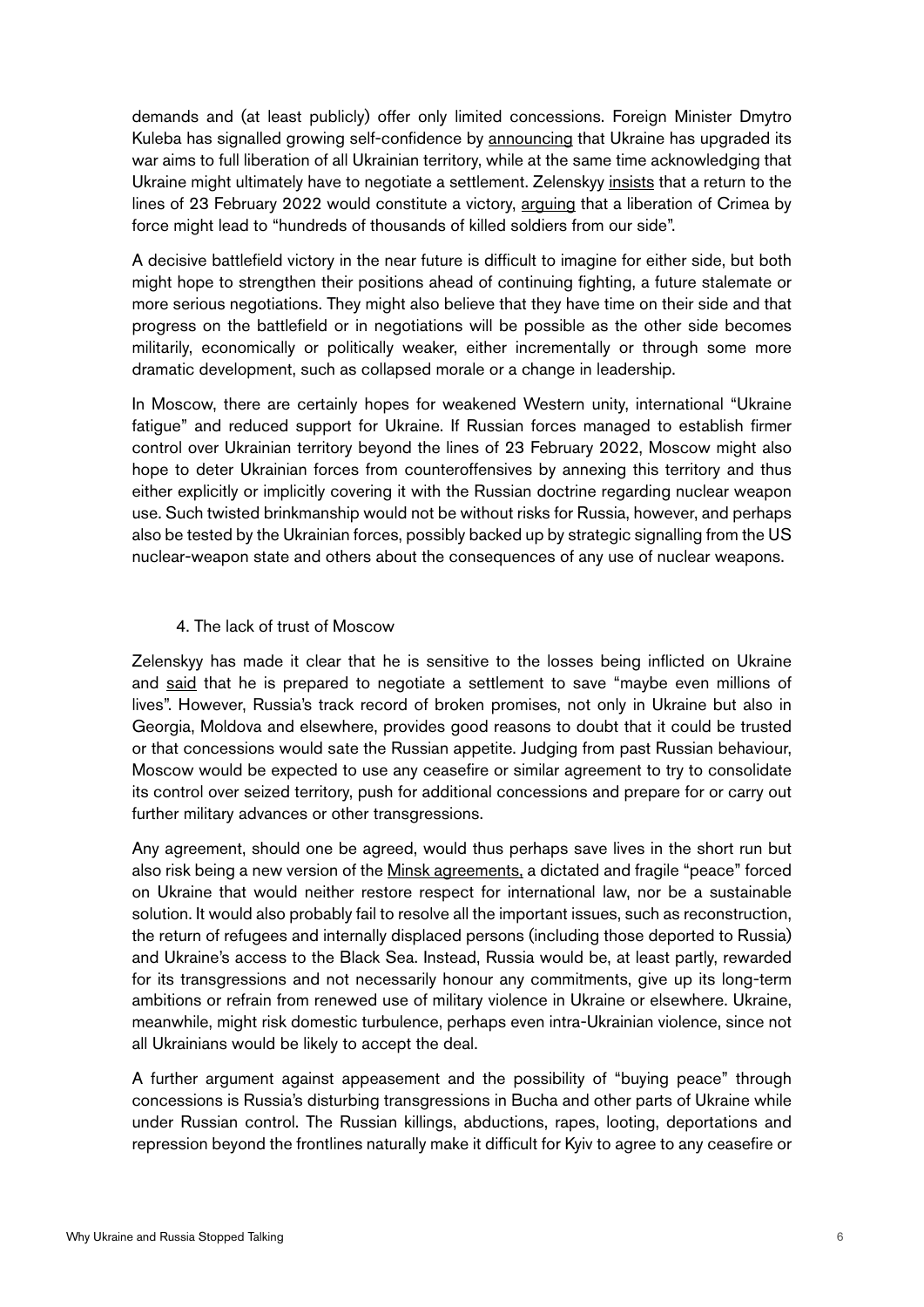demands and (at least publicly) offer only limited concessions. Foreign Minister Dmytro Kuleba has signalled growing self-confidence by announcing that Ukraine has upgraded its war aims to full liberation of all Ukrainian territory, while at the same time acknowledging that Ukraine might ultimately have to negotiate a settlement. Zelenskyy insists that a return to the lines of 23 February 2022 would constitute a victory, arguing that a liberation of Crimea by force might lead to "hundreds of thousands of killed soldiers from our side".

A decisive battlefield victory in the near future is difficult to imagine for either side, but both might hope to strengthen their positions ahead of continuing fighting, a future stalemate or more serious negotiations. They might also believe that they have time on their side and that progress on the battlefield or in negotiations will be possible as the other side becomes militarily, economically or politically weaker, either incrementally or through some more dramatic development, such as collapsed morale or a change in leadership.

In Moscow, there are certainly hopes for weakened Western unity, international "Ukraine fatigue" and reduced support for Ukraine. If Russian forces managed to establish firmer control over Ukrainian territory beyond the lines of 23 February 2022, Moscow might also hope to deter Ukrainian forces from counteroffensives by annexing this territory and thus either explicitly or implicitly covering it with the Russian doctrine regarding nuclear weapon use. Such twisted brinkmanship would not be without risks for Russia, however, and perhaps also be tested by the Ukrainian forces, possibly backed up by strategic signalling from the US nuclear-weapon state and others about the consequences of any use of nuclear weapons.

### 4. The lack of trust of Moscow

Zelenskyy has made it clear that he is sensitive to the losses being inflicted on Ukraine and said that he is prepared to negotiate a settlement to save "maybe even millions of lives". However, Russia's track record of broken promises, not only in Ukraine but also in Georgia, Moldova and elsewhere, provides good reasons to doubt that it could be trusted or that concessions would sate the Russian appetite. Judging from past Russian behaviour, Moscow would be expected to use any ceasefire or similar agreement to try to consolidate its control over seized territory, push for additional concessions and prepare for or carry out further military advances or other transgressions.

Any agreement, should one be agreed, would thus perhaps save lives in the short run but also risk being a new version of the Minsk agreements, a dictated and fragile "peace" forced on Ukraine that would neither restore respect for international law, nor be a sustainable solution. It would also probably fail to resolve all the important issues, such as reconstruction, the return of refugees and internally displaced persons (including those deported to Russia) and Ukraine's access to the Black Sea. Instead, Russia would be, at least partly, rewarded for its transgressions and not necessarily honour any commitments, give up its long-term ambitions or refrain from renewed use of military violence in Ukraine or elsewhere. Ukraine, meanwhile, might risk domestic turbulence, perhaps even intra-Ukrainian violence, since not all Ukrainians would be likely to accept the deal.

A further argument against appeasement and the possibility of "buying peace" through concessions is Russia's disturbing transgressions in Bucha and other parts of Ukraine while under Russian control. The Russian killings, abductions, rapes, looting, deportations and repression beyond the frontlines naturally make it difficult for Kyiv to agree to any ceasefire or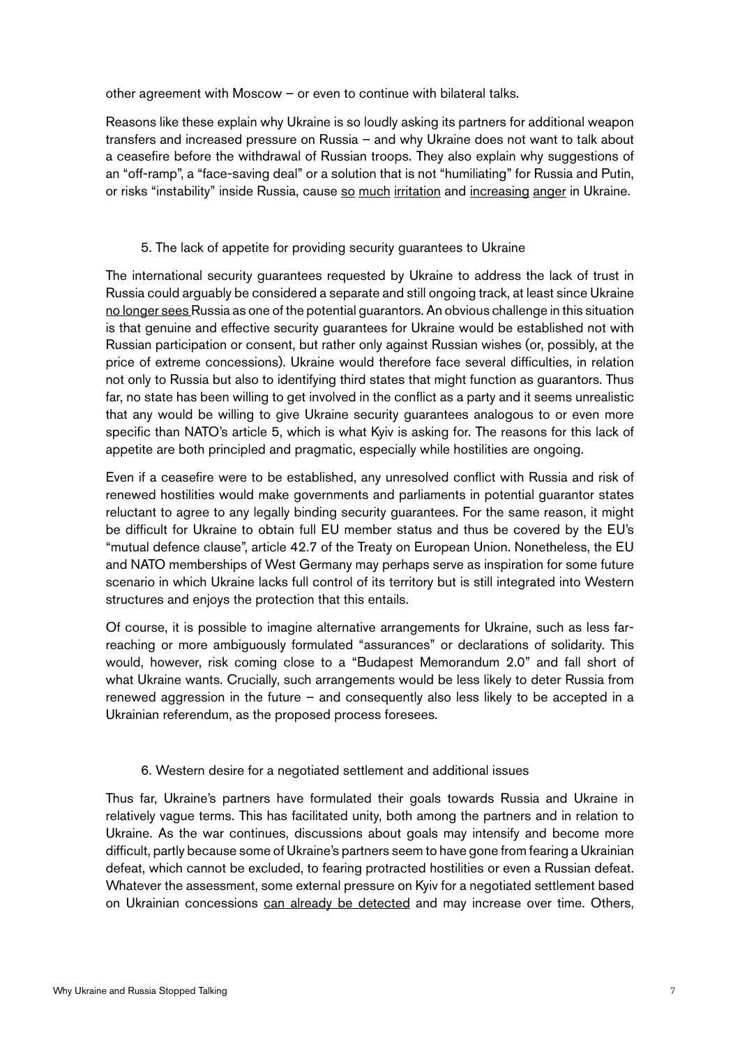other agreement with Moscow – or even to continue with bilateral talks.

Reasons like these explain why Ukraine is so loudly asking its partners for additional weapon transfers and increased pressure on Russia – and why Ukraine does not want to talk about a ceasefire before the withdrawal of Russian troops. They also explain why suggestions of an "off-ramp", a "face-saving deal" or a solution that is not "humiliating" for Russia and Putin, or risks "instability" inside Russia, cause so much irritation and increasing anger in Ukraine.

### 5. The lack of appetite for providing security guarantees to Ukraine

The international security guarantees requested by Ukraine to address the lack of trust in Russia could arguably be considered a separate and still ongoing track, at least since Ukraine no longer sees Russia as one of the potential guarantors. An obvious challenge in this situation is that genuine and effective security guarantees for Ukraine would be established not with Russian participation or consent, but rather only against Russian wishes (or, possibly, at the price of extreme concessions). Ukraine would therefore face several difficulties, in relation not only to Russia but also to identifying third states that might function as guarantors. Thus far, no state has been willing to get involved in the conflict as a party and it seems unrealistic that any would be willing to give Ukraine security guarantees analogous to or even more specific than NATO's article 5, which is what Kyiv is asking for. The reasons for this lack of appetite are both principled and pragmatic, especially while hostilities are ongoing.

Even if a ceasefire were to be established, any unresolved conflict with Russia and risk of renewed hostilities would make governments and parliaments in potential guarantor states reluctant to agree to any legally binding security guarantees. For the same reason, it might be difficult for Ukraine to obtain full EU member status and thus be covered by the EU's "mutual defence clause", article 42.7 of the Treaty on European Union. Nonetheless, the EU and NATO memberships of West Germany may perhaps serve as inspiration for some future scenario in which Ukraine lacks full control of its territory but is still integrated into Western structures and enjoys the protection that this entails.

Of course, it is possible to imagine alternative arrangements for Ukraine, such as less far-reaching or more ambiguously formulated "assurances" or declarations of solidarity. This would, however, risk coming close to a "Budapest Memorandum 2.0" and fall short of what Ukraine wants. Crucially, such arrangements would be less likely to deter Russia from renewed aggression in the future – and consequently also less likely to be accepted in a Ukrainian referendum, as the proposed process foresees.

### 6. Western desire for a negotiated settlement and additional issues

Thus far, Ukraine's partners have formulated their goals towards Russia and Ukraine in relatively vague terms. This has facilitated unity, both among the partners and in relation to Ukraine. As the war continues, discussions about goals may intensify and become more difficult, partly because some of Ukraine's partners seem to have gone from fearing a Ukrainian defeat, which cannot be excluded, to fearing protracted hostilities or even a Russian defeat. Whatever the assessment, some external pressure on Kyiv for a negotiated settlement based on Ukrainian concessions can already be detected and may increase over time. Others,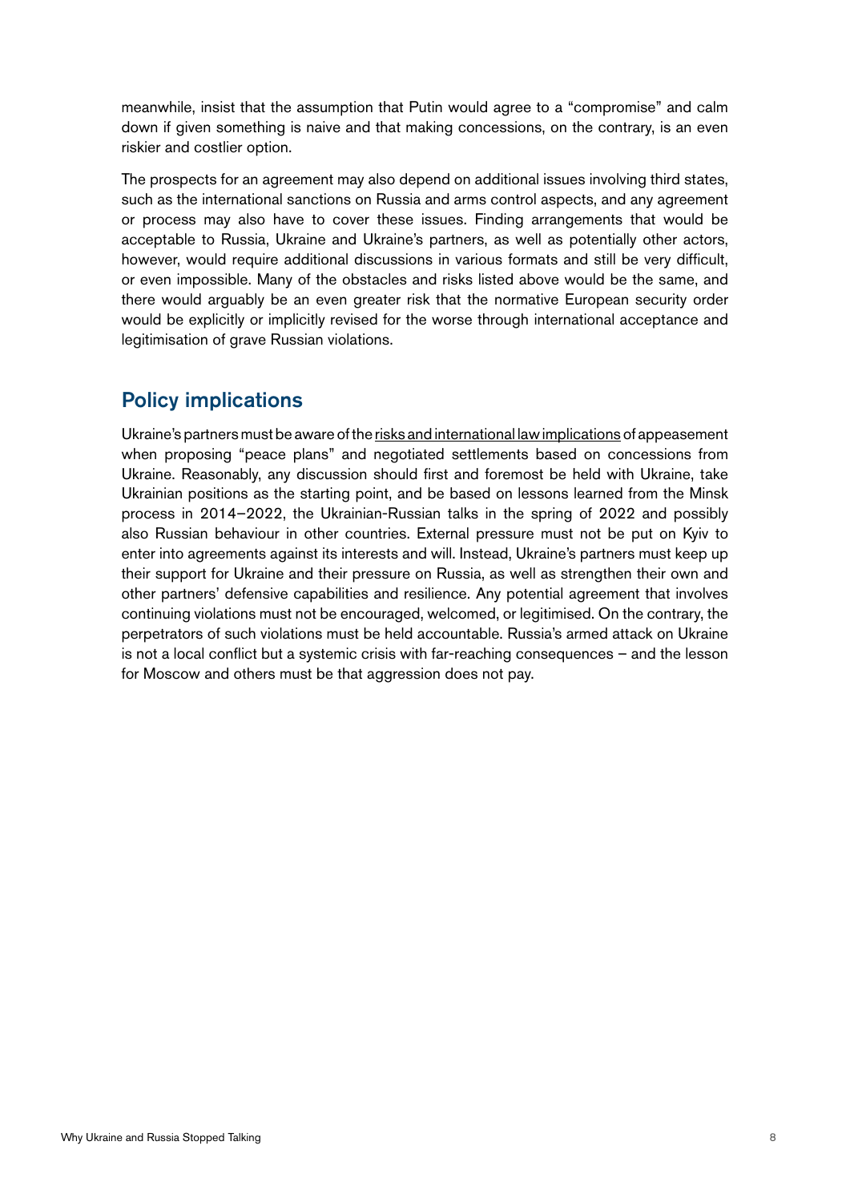meanwhile, insist that the assumption that Putin would agree to a "compromise" and calm down if given something is naive and that making concessions, on the contrary, is an even riskier and costlier option.

The prospects for an agreement may also depend on additional issues involving third states, such as the international sanctions on Russia and arms control aspects, and any agreement or process may also have to cover these issues. Finding arrangements that would be acceptable to Russia, Ukraine and Ukraine's partners, as well as potentially other actors, however, would require additional discussions in various formats and still be very difficult, or even impossible. Many of the obstacles and risks listed above would be the same, and there would arguably be an even greater risk that the normative European security order would be explicitly or implicitly revised for the worse through international acceptance and legitimisation of grave Russian violations.

## Policy implications

Ukraine's partners must be aware of the risks and international law implications of appeasement when proposing "peace plans" and negotiated settlements based on concessions from Ukraine. Reasonably, any discussion should first and foremost be held with Ukraine, take Ukrainian positions as the starting point, and be based on lessons learned from the Minsk process in 2014–2022, the Ukrainian-Russian talks in the spring of 2022 and possibly also Russian behaviour in other countries. External pressure must not be put on Kyiv to enter into agreements against its interests and will. Instead, Ukraine's partners must keep up their support for Ukraine and their pressure on Russia, as well as strengthen their own and other partners' defensive capabilities and resilience. Any potential agreement that involves continuing violations must not be encouraged, welcomed, or legitimised. On the contrary, the perpetrators of such violations must be held accountable. Russia's armed attack on Ukraine is not a local conflict but a systemic crisis with far-reaching consequences – and the lesson for Moscow and others must be that aggression does not pay.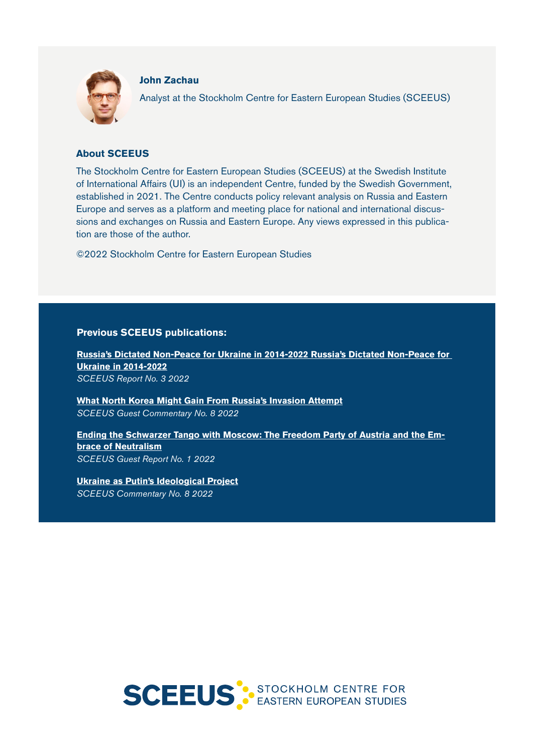**John Zachau**

Analyst at the Stockholm Centre for Eastern European Studies (SCEEUS)

### About SCEEUS

The Stockholm Centre for Eastern European Studies (SCEEUS) at the Swedish Institute of International Affairs (UI) is an independent Centre, funded by the Swedish Government, established in 2021. The Centre conducts policy relevant analysis on Russia and Eastern Europe and serves as a platform and meeting place for national and international discussions and exchanges on Russia and Eastern Europe. Any views expressed in this publication are those of the author.

©2022 Stockholm Centre for Eastern European Studies

### Previous SCEEUS publications:

**Russia's Dictated Non-Peace for Ukraine in 2014-2022 Russia's Dictated Non-Peace for Ukraine in 2014-2022**
*SCEEUS Report No. 3 2022*

**What North Korea Might Gain From Russia's Invasion Attempt**
*SCEEUS Guest Commentary No. 8 2022*

**Ending the Schwarzer Tango with Moscow: The Freedom Party of Austria and the Embrace of Neutralism**
*SCEEUS Guest Report No. 1 2022*

**Ukraine as Putin's Ideological Project**
*SCEEUS Commentary No. 8 2022*

SCEEUS STOCKHOLM CENTRE FOR EASTERN EUROPEAN STUDIES